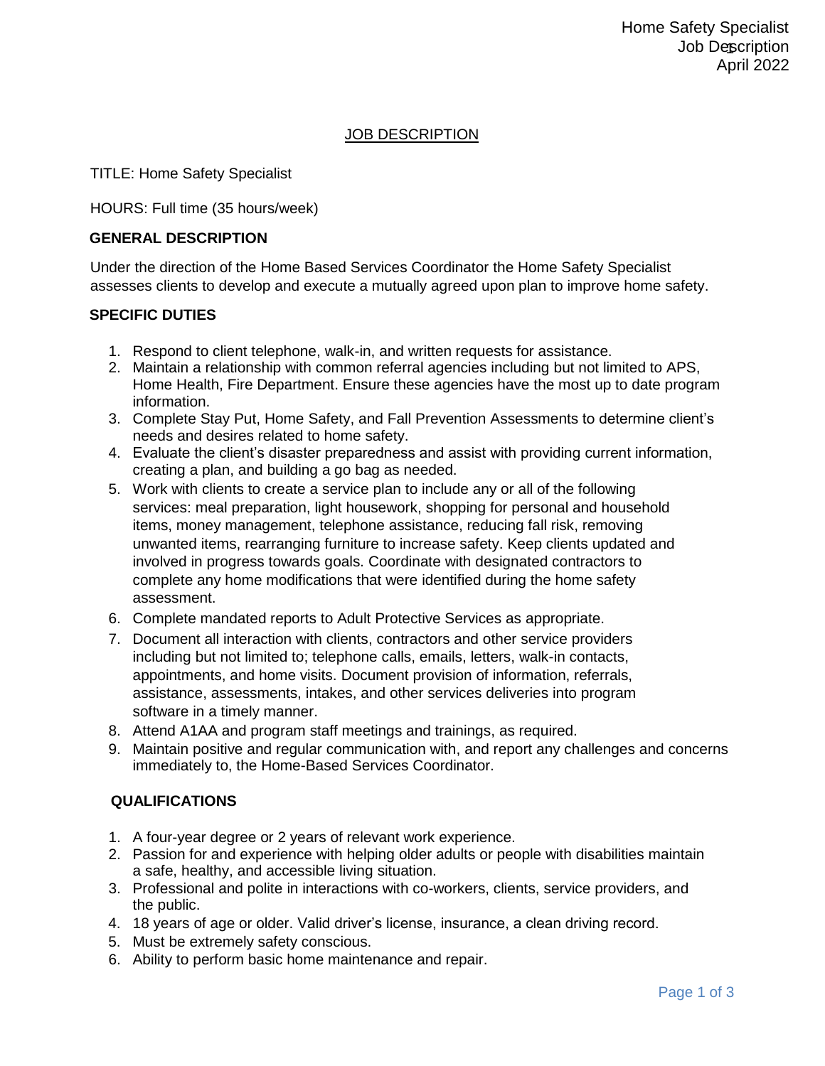## JOB DESCRIPTION

TITLE: Home Safety Specialist

HOURS: Full time (35 hours/week)

### GENERAL DESCRIPTION

Under the direction of the Home Based Services Coordinator the Home Safety Specialist assesses clients to develop and execute a mutually agreed upon plan to improve home safety.

### SPECIFIC DUTIES

1. Respond to client telephone, walk-in, and written requests for assistance.
2. Maintain a relationship with common referral agencies including but not limited to APS, Home Health, Fire Department. Ensure these agencies have the most up to date program information.
3. Complete Stay Put, Home Safety, and Fall Prevention Assessments to determine client's needs and desires related to home safety.
4. Evaluate the client's disaster preparedness and assist with providing current information, creating a plan, and building a go bag as needed.
5. Work with clients to create a service plan to include any or all of the following services: meal preparation, light housework, shopping for personal and household items, money management, telephone assistance, reducing fall risk, removing unwanted items, rearranging furniture to increase safety. Keep clients updated and involved in progress towards goals. Coordinate with designated contractors to complete any home modifications that were identified during the home safety assessment.
6. Complete mandated reports to Adult Protective Services as appropriate.
7. Document all interaction with clients, contractors and other service providers including but not limited to; telephone calls, emails, letters, walk-in contacts, appointments, and home visits. Document provision of information, referrals, assistance, assessments, intakes, and other services deliveries into program software in a timely manner.
8. Attend A1AA and program staff meetings and trainings, as required.
9. Maintain positive and regular communication with, and report any challenges and concerns immediately to, the Home-Based Services Coordinator.

### QUALIFICATIONS

1. A four-year degree or 2 years of relevant work experience.
2. Passion for and experience with helping older adults or people with disabilities maintain a safe, healthy, and accessible living situation.
3. Professional and polite in interactions with co-workers, clients, service providers, and the public.
4. 18 years of age or older. Valid driver's license, insurance, a clean driving record.
5. Must be extremely safety conscious.
6. Ability to perform basic home maintenance and repair.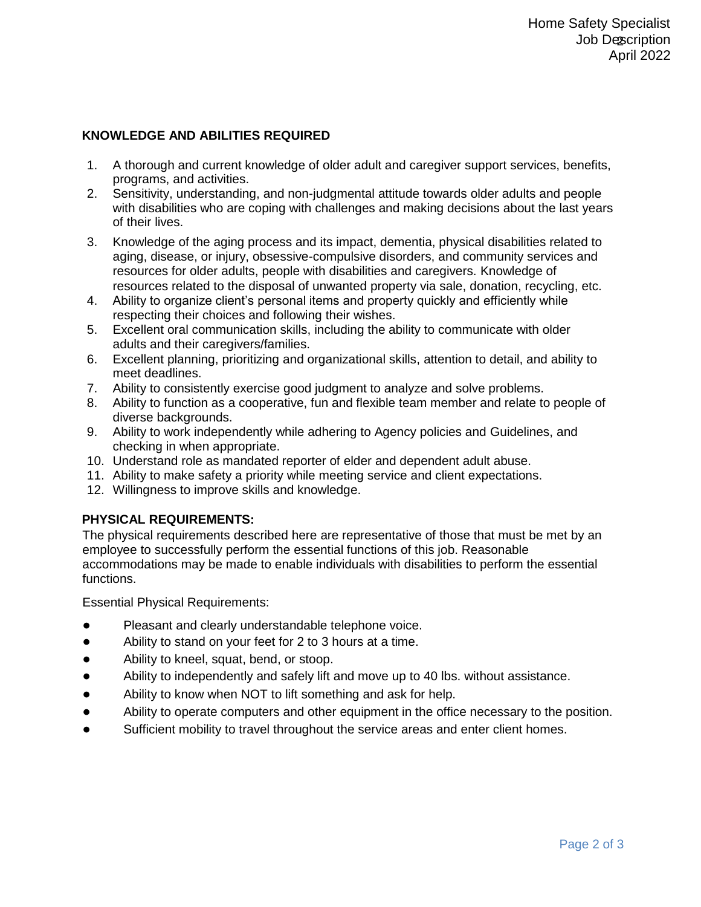## KNOWLEDGE AND ABILITIES REQUIRED

1. A thorough and current knowledge of older adult and caregiver support services, benefits, programs, and activities.
2. Sensitivity, understanding, and non-judgmental attitude towards older adults and people with disabilities who are coping with challenges and making decisions about the last years of their lives.
3. Knowledge of the aging process and its impact, dementia, physical disabilities related to aging, disease, or injury, obsessive-compulsive disorders, and community services and resources for older adults, people with disabilities and caregivers. Knowledge of resources related to the disposal of unwanted property via sale, donation, recycling, etc.
4. Ability to organize client's personal items and property quickly and efficiently while respecting their choices and following their wishes.
5. Excellent oral communication skills, including the ability to communicate with older adults and their caregivers/families.
6. Excellent planning, prioritizing and organizational skills, attention to detail, and ability to meet deadlines.
7. Ability to consistently exercise good judgment to analyze and solve problems.
8. Ability to function as a cooperative, fun and flexible team member and relate to people of diverse backgrounds.
9. Ability to work independently while adhering to Agency policies and Guidelines, and checking in when appropriate.
10. Understand role as mandated reporter of elder and dependent adult abuse.
11. Ability to make safety a priority while meeting service and client expectations.
12. Willingness to improve skills and knowledge.

## PHYSICAL REQUIREMENTS:

The physical requirements described here are representative of those that must be met by an employee to successfully perform the essential functions of this job. Reasonable accommodations may be made to enable individuals with disabilities to perform the essential functions.

Essential Physical Requirements:

- Pleasant and clearly understandable telephone voice.
- Ability to stand on your feet for 2 to 3 hours at a time.
- Ability to kneel, squat, bend, or stoop.
- Ability to independently and safely lift and move up to 40 lbs. without assistance.
- Ability to know when NOT to lift something and ask for help.
- Ability to operate computers and other equipment in the office necessary to the position.
- Sufficient mobility to travel throughout the service areas and enter client homes.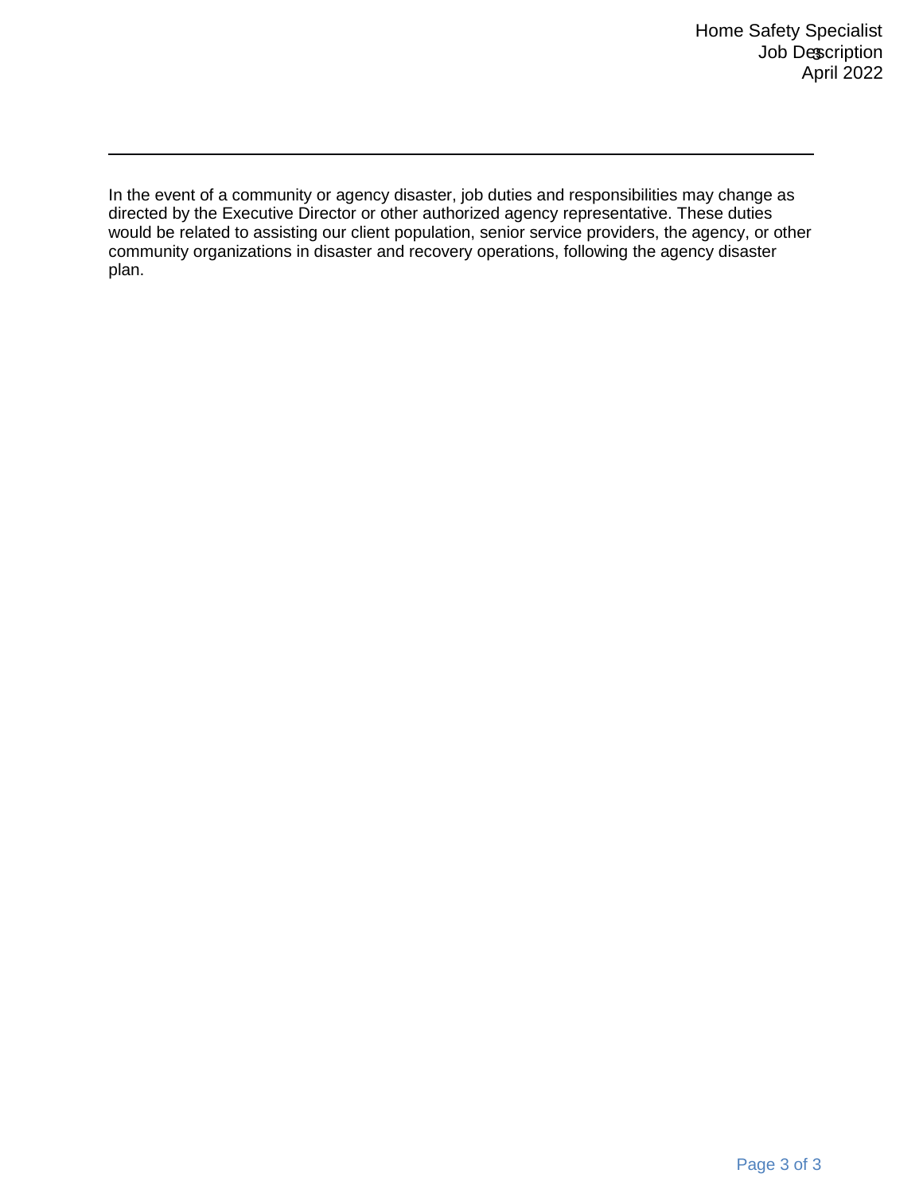In the event of a community or agency disaster, job duties and responsibilities may change as directed by the Executive Director or other authorized agency representative. These duties would be related to assisting our client population, senior service providers, the agency, or other community organizations in disaster and recovery operations, following the agency disaster plan.